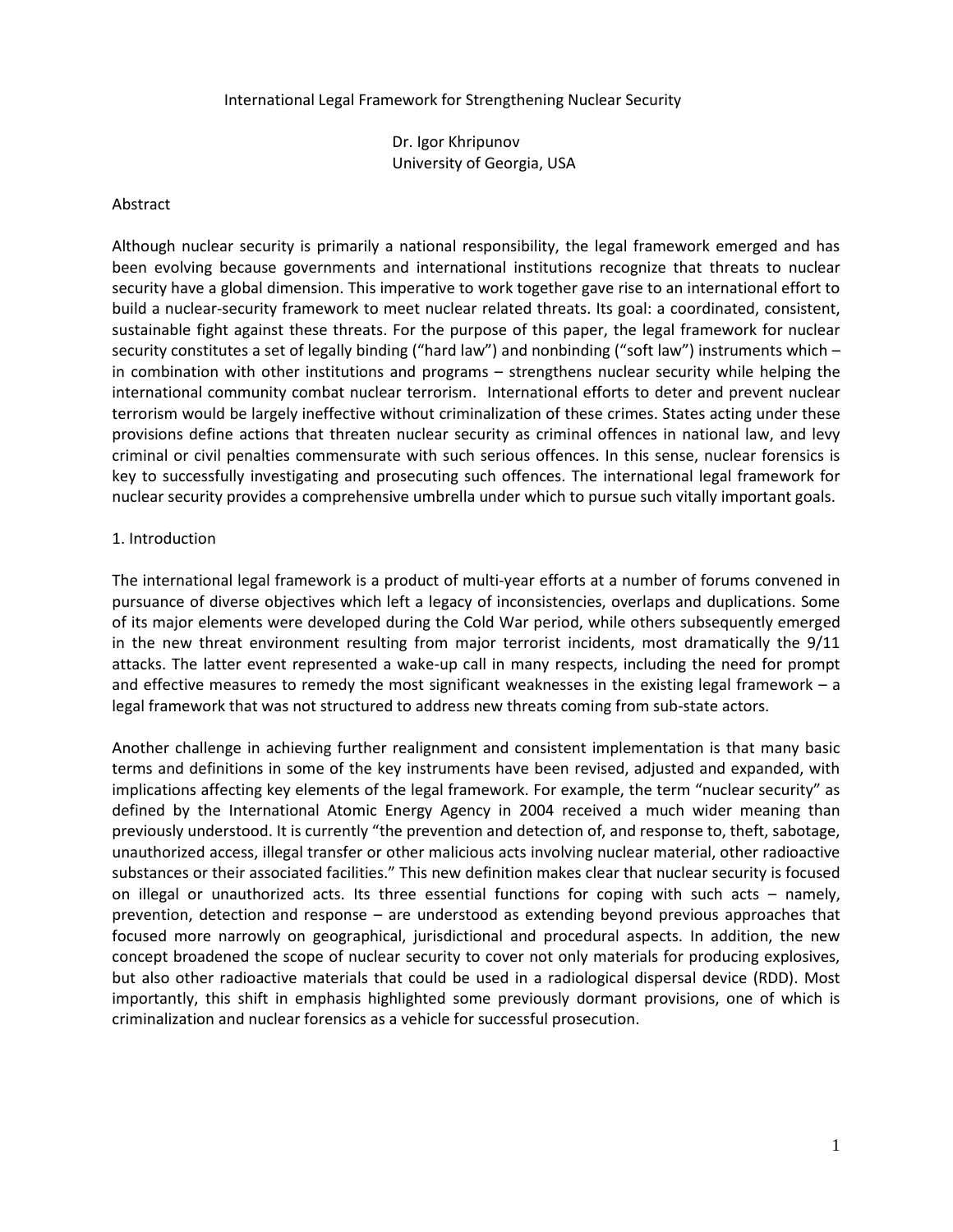# International Legal Framework for Strengthening Nuclear Security

Dr. Igor Khripunov
University of Georgia, USA

## Abstract

Although nuclear security is primarily a national responsibility, the legal framework emerged and has been evolving because governments and international institutions recognize that threats to nuclear security have a global dimension. This imperative to work together gave rise to an international effort to build a nuclear-security framework to meet nuclear related threats. Its goal: a coordinated, consistent, sustainable fight against these threats. For the purpose of this paper, the legal framework for nuclear security constitutes a set of legally binding ("hard law") and nonbinding ("soft law") instruments which – in combination with other institutions and programs – strengthens nuclear security while helping the international community combat nuclear terrorism. International efforts to deter and prevent nuclear terrorism would be largely ineffective without criminalization of these crimes. States acting under these provisions define actions that threaten nuclear security as criminal offences in national law, and levy criminal or civil penalties commensurate with such serious offences. In this sense, nuclear forensics is key to successfully investigating and prosecuting such offences. The international legal framework for nuclear security provides a comprehensive umbrella under which to pursue such vitally important goals.

## 1. Introduction

The international legal framework is a product of multi-year efforts at a number of forums convened in pursuance of diverse objectives which left a legacy of inconsistencies, overlaps and duplications. Some of its major elements were developed during the Cold War period, while others subsequently emerged in the new threat environment resulting from major terrorist incidents, most dramatically the 9/11 attacks. The latter event represented a wake-up call in many respects, including the need for prompt and effective measures to remedy the most significant weaknesses in the existing legal framework – a legal framework that was not structured to address new threats coming from sub-state actors.

Another challenge in achieving further realignment and consistent implementation is that many basic terms and definitions in some of the key instruments have been revised, adjusted and expanded, with implications affecting key elements of the legal framework. For example, the term "nuclear security" as defined by the International Atomic Energy Agency in 2004 received a much wider meaning than previously understood. It is currently "the prevention and detection of, and response to, theft, sabotage, unauthorized access, illegal transfer or other malicious acts involving nuclear material, other radioactive substances or their associated facilities." This new definition makes clear that nuclear security is focused on illegal or unauthorized acts. Its three essential functions for coping with such acts – namely, prevention, detection and response – are understood as extending beyond previous approaches that focused more narrowly on geographical, jurisdictional and procedural aspects. In addition, the new concept broadened the scope of nuclear security to cover not only materials for producing explosives, but also other radioactive materials that could be used in a radiological dispersal device (RDD). Most importantly, this shift in emphasis highlighted some previously dormant provisions, one of which is criminalization and nuclear forensics as a vehicle for successful prosecution.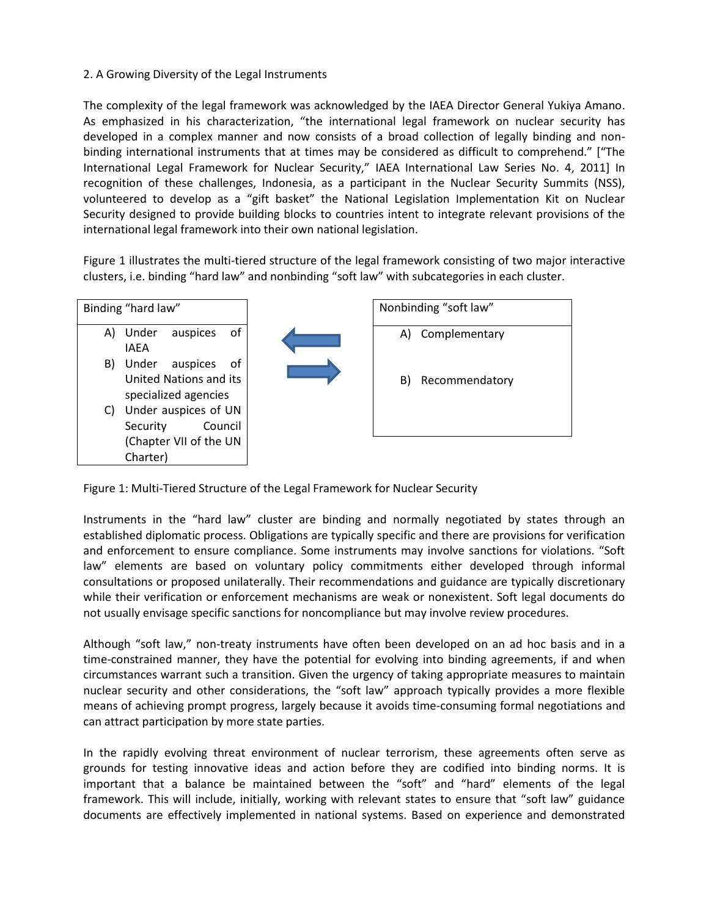## 2. A Growing Diversity of the Legal Instruments

The complexity of the legal framework was acknowledged by the IAEA Director General Yukiya Amano. As emphasized in his characterization, "the international legal framework on nuclear security has developed in a complex manner and now consists of a broad collection of legally binding and non-binding international instruments that at times may be considered as difficult to comprehend." ["The International Legal Framework for Nuclear Security," IAEA International Law Series No. 4, 2011] In recognition of these challenges, Indonesia, as a participant in the Nuclear Security Summits (NSS), volunteered to develop as a "gift basket" the National Legislation Implementation Kit on Nuclear Security designed to provide building blocks to countries intent to integrate relevant provisions of the international legal framework into their own national legislation.

Figure 1 illustrates the multi-tiered structure of the legal framework consisting of two major interactive clusters, i.e. binding "hard law" and nonbinding "soft law" with subcategories in each cluster.

| Binding "hard law" | ⇄ | Nonbinding "soft law" |
|---|---|---|
| A) Under auspices of IAEA<br>B) Under auspices of United Nations and its specialized agencies<br>C) Under auspices of UN Security Council (Chapter VII of the UN Charter) | | A) Complementary<br>B) Recommendatory |

Figure 1: Multi-Tiered Structure of the Legal Framework for Nuclear Security

Instruments in the "hard law" cluster are binding and normally negotiated by states through an established diplomatic process. Obligations are typically specific and there are provisions for verification and enforcement to ensure compliance. Some instruments may involve sanctions for violations. "Soft law" elements are based on voluntary policy commitments either developed through informal consultations or proposed unilaterally. Their recommendations and guidance are typically discretionary while their verification or enforcement mechanisms are weak or nonexistent. Soft legal documents do not usually envisage specific sanctions for noncompliance but may involve review procedures.

Although "soft law," non-treaty instruments have often been developed on an ad hoc basis and in a time-constrained manner, they have the potential for evolving into binding agreements, if and when circumstances warrant such a transition. Given the urgency of taking appropriate measures to maintain nuclear security and other considerations, the "soft law" approach typically provides a more flexible means of achieving prompt progress, largely because it avoids time-consuming formal negotiations and can attract participation by more state parties.

In the rapidly evolving threat environment of nuclear terrorism, these agreements often serve as grounds for testing innovative ideas and action before they are codified into binding norms. It is important that a balance be maintained between the "soft" and "hard" elements of the legal framework. This will include, initially, working with relevant states to ensure that "soft law" guidance documents are effectively implemented in national systems. Based on experience and demonstrated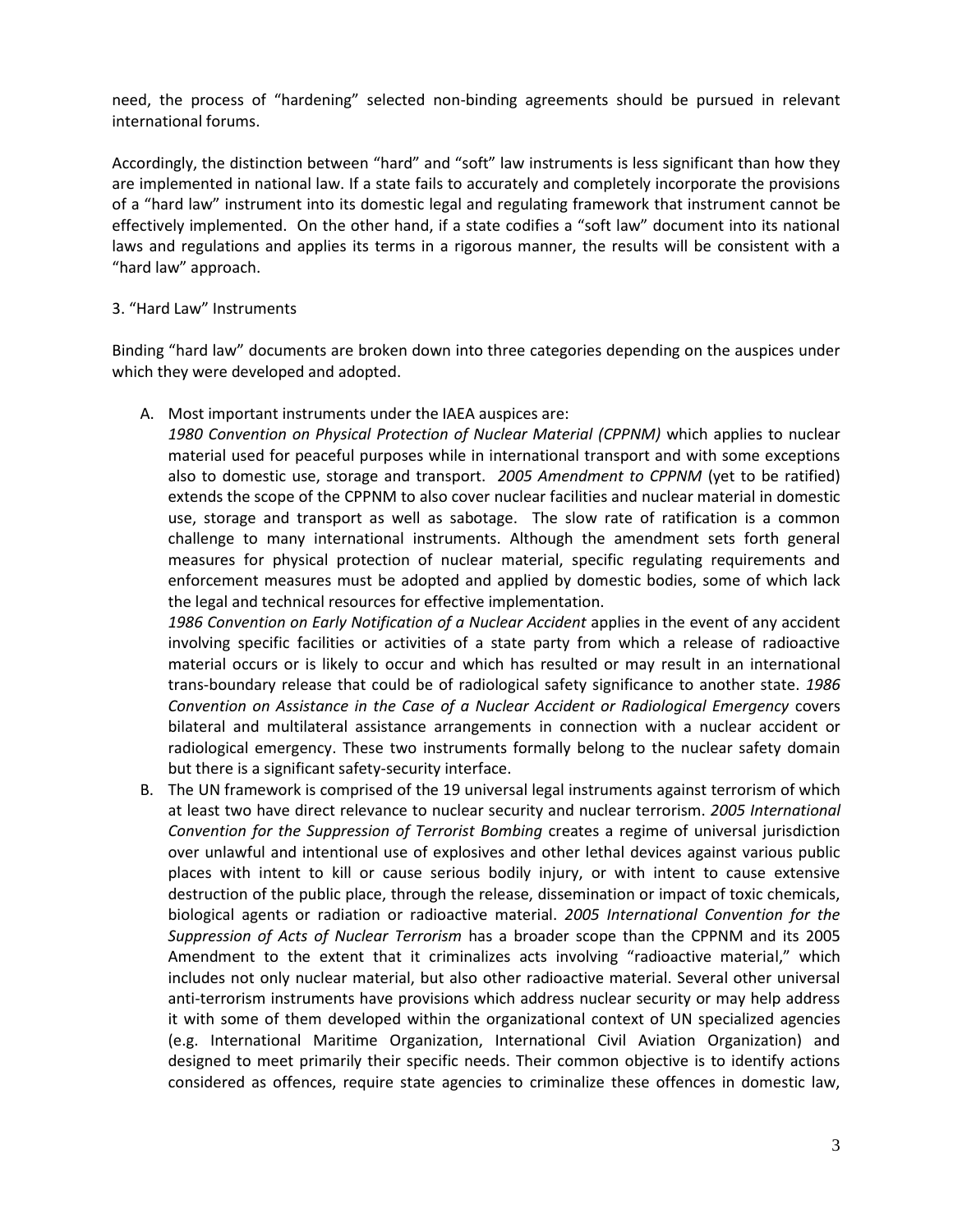need, the process of "hardening" selected non-binding agreements should be pursued in relevant international forums.

Accordingly, the distinction between "hard" and "soft" law instruments is less significant than how they are implemented in national law. If a state fails to accurately and completely incorporate the provisions of a "hard law" instrument into its domestic legal and regulating framework that instrument cannot be effectively implemented. On the other hand, if a state codifies a "soft law" document into its national laws and regulations and applies its terms in a rigorous manner, the results will be consistent with a "hard law" approach.

## 3. "Hard Law" Instruments

Binding "hard law" documents are broken down into three categories depending on the auspices under which they were developed and adopted.

A. Most important instruments under the IAEA auspices are:
   *1980 Convention on Physical Protection of Nuclear Material (CPPNM)* which applies to nuclear material used for peaceful purposes while in international transport and with some exceptions also to domestic use, storage and transport. *2005 Amendment to CPPNM* (yet to be ratified) extends the scope of the CPPNM to also cover nuclear facilities and nuclear material in domestic use, storage and transport as well as sabotage. The slow rate of ratification is a common challenge to many international instruments. Although the amendment sets forth general measures for physical protection of nuclear material, specific regulating requirements and enforcement measures must be adopted and applied by domestic bodies, some of which lack the legal and technical resources for effective implementation.
   *1986 Convention on Early Notification of a Nuclear Accident* applies in the event of any accident involving specific facilities or activities of a state party from which a release of radioactive material occurs or is likely to occur and which has resulted or may result in an international trans-boundary release that could be of radiological safety significance to another state. *1986 Convention on Assistance in the Case of a Nuclear Accident or Radiological Emergency* covers bilateral and multilateral assistance arrangements in connection with a nuclear accident or radiological emergency. These two instruments formally belong to the nuclear safety domain but there is a significant safety-security interface.
B. The UN framework is comprised of the 19 universal legal instruments against terrorism of which at least two have direct relevance to nuclear security and nuclear terrorism. *2005 International Convention for the Suppression of Terrorist Bombing* creates a regime of universal jurisdiction over unlawful and intentional use of explosives and other lethal devices against various public places with intent to kill or cause serious bodily injury, or with intent to cause extensive destruction of the public place, through the release, dissemination or impact of toxic chemicals, biological agents or radiation or radioactive material. *2005 International Convention for the Suppression of Acts of Nuclear Terrorism* has a broader scope than the CPPNM and its 2005 Amendment to the extent that it criminalizes acts involving "radioactive material," which includes not only nuclear material, but also other radioactive material. Several other universal anti-terrorism instruments have provisions which address nuclear security or may help address it with some of them developed within the organizational context of UN specialized agencies (e.g. International Maritime Organization, International Civil Aviation Organization) and designed to meet primarily their specific needs. Their common objective is to identify actions considered as offences, require state agencies to criminalize these offences in domestic law,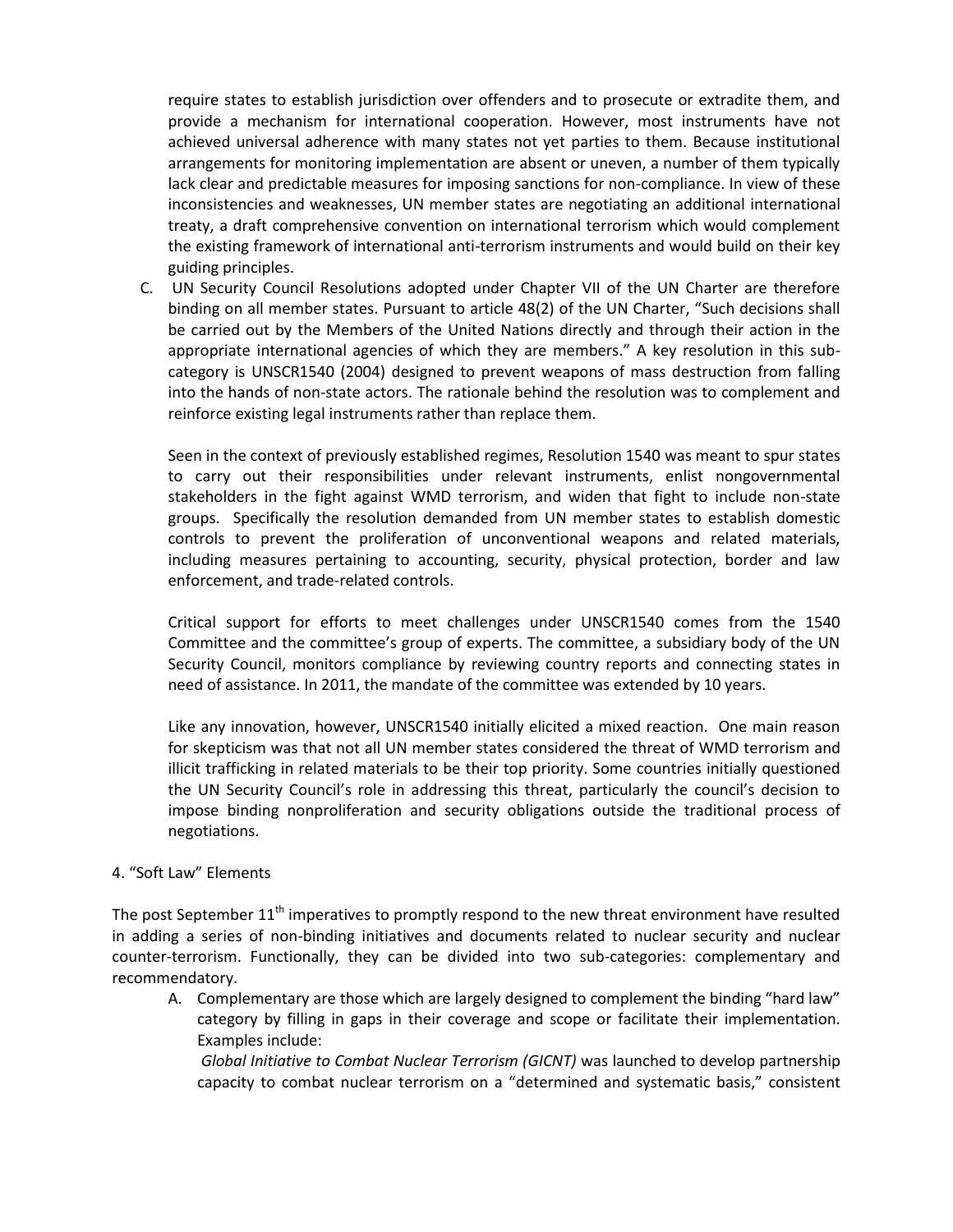require states to establish jurisdiction over offenders and to prosecute or extradite them, and provide a mechanism for international cooperation. However, most instruments have not achieved universal adherence with many states not yet parties to them. Because institutional arrangements for monitoring implementation are absent or uneven, a number of them typically lack clear and predictable measures for imposing sanctions for non-compliance. In view of these inconsistencies and weaknesses, UN member states are negotiating an additional international treaty, a draft comprehensive convention on international terrorism which would complement the existing framework of international anti-terrorism instruments and would build on their key guiding principles.

C. UN Security Council Resolutions adopted under Chapter VII of the UN Charter are therefore binding on all member states. Pursuant to article 48(2) of the UN Charter, "Such decisions shall be carried out by the Members of the United Nations directly and through their action in the appropriate international agencies of which they are members." A key resolution in this sub-category is UNSCR1540 (2004) designed to prevent weapons of mass destruction from falling into the hands of non-state actors. The rationale behind the resolution was to complement and reinforce existing legal instruments rather than replace them.

   Seen in the context of previously established regimes, Resolution 1540 was meant to spur states to carry out their responsibilities under relevant instruments, enlist nongovernmental stakeholders in the fight against WMD terrorism, and widen that fight to include non-state groups. Specifically the resolution demanded from UN member states to establish domestic controls to prevent the proliferation of unconventional weapons and related materials, including measures pertaining to accounting, security, physical protection, border and law enforcement, and trade-related controls.

   Critical support for efforts to meet challenges under UNSCR1540 comes from the 1540 Committee and the committee's group of experts. The committee, a subsidiary body of the UN Security Council, monitors compliance by reviewing country reports and connecting states in need of assistance. In 2011, the mandate of the committee was extended by 10 years.

   Like any innovation, however, UNSCR1540 initially elicited a mixed reaction. One main reason for skepticism was that not all UN member states considered the threat of WMD terrorism and illicit trafficking in related materials to be their top priority. Some countries initially questioned the UN Security Council's role in addressing this threat, particularly the council's decision to impose binding nonproliferation and security obligations outside the traditional process of negotiations.

4. "Soft Law" Elements

The post September 11th imperatives to promptly respond to the new threat environment have resulted in adding a series of non-binding initiatives and documents related to nuclear security and nuclear counter-terrorism. Functionally, they can be divided into two sub-categories: complementary and recommendatory.

A. Complementary are those which are largely designed to complement the binding "hard law" category by filling in gaps in their coverage and scope or facilitate their implementation. Examples include:

   *Global Initiative to Combat Nuclear Terrorism (GICNT)* was launched to develop partnership capacity to combat nuclear terrorism on a "determined and systematic basis," consistent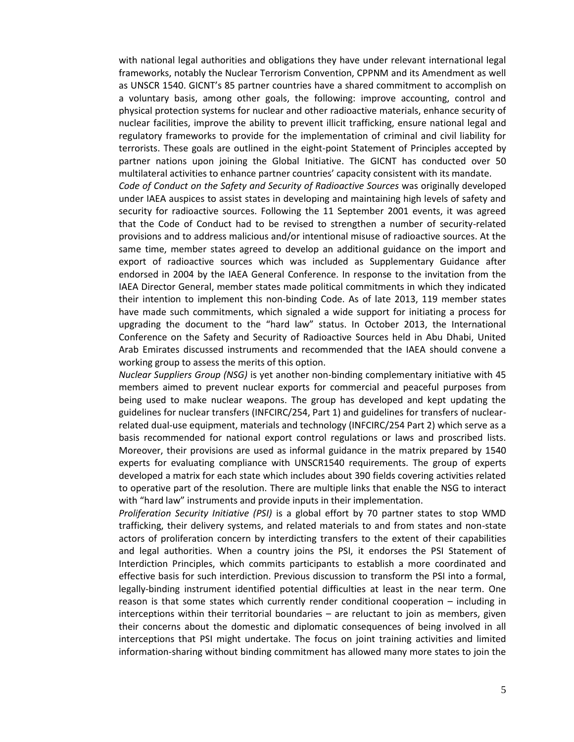with national legal authorities and obligations they have under relevant international legal frameworks, notably the Nuclear Terrorism Convention, CPPNM and its Amendment as well as UNSCR 1540. GICNT's 85 partner countries have a shared commitment to accomplish on a voluntary basis, among other goals, the following: improve accounting, control and physical protection systems for nuclear and other radioactive materials, enhance security of nuclear facilities, improve the ability to prevent illicit trafficking, ensure national legal and regulatory frameworks to provide for the implementation of criminal and civil liability for terrorists. These goals are outlined in the eight-point Statement of Principles accepted by partner nations upon joining the Global Initiative. The GICNT has conducted over 50 multilateral activities to enhance partner countries' capacity consistent with its mandate.

*Code of Conduct on the Safety and Security of Radioactive Sources* was originally developed under IAEA auspices to assist states in developing and maintaining high levels of safety and security for radioactive sources. Following the 11 September 2001 events, it was agreed that the Code of Conduct had to be revised to strengthen a number of security-related provisions and to address malicious and/or intentional misuse of radioactive sources. At the same time, member states agreed to develop an additional guidance on the import and export of radioactive sources which was included as Supplementary Guidance after endorsed in 2004 by the IAEA General Conference. In response to the invitation from the IAEA Director General, member states made political commitments in which they indicated their intention to implement this non-binding Code. As of late 2013, 119 member states have made such commitments, which signaled a wide support for initiating a process for upgrading the document to the "hard law" status. In October 2013, the International Conference on the Safety and Security of Radioactive Sources held in Abu Dhabi, United Arab Emirates discussed instruments and recommended that the IAEA should convene a working group to assess the merits of this option.

*Nuclear Suppliers Group (NSG)* is yet another non-binding complementary initiative with 45 members aimed to prevent nuclear exports for commercial and peaceful purposes from being used to make nuclear weapons. The group has developed and kept updating the guidelines for nuclear transfers (INFCIRC/254, Part 1) and guidelines for transfers of nuclear-related dual-use equipment, materials and technology (INFCIRC/254 Part 2) which serve as a basis recommended for national export control regulations or laws and proscribed lists. Moreover, their provisions are used as informal guidance in the matrix prepared by 1540 experts for evaluating compliance with UNSCR1540 requirements. The group of experts developed a matrix for each state which includes about 390 fields covering activities related to operative part of the resolution. There are multiple links that enable the NSG to interact with "hard law" instruments and provide inputs in their implementation.

*Proliferation Security Initiative (PSI)* is a global effort by 70 partner states to stop WMD trafficking, their delivery systems, and related materials to and from states and non-state actors of proliferation concern by interdicting transfers to the extent of their capabilities and legal authorities. When a country joins the PSI, it endorses the PSI Statement of Interdiction Principles, which commits participants to establish a more coordinated and effective basis for such interdiction. Previous discussion to transform the PSI into a formal, legally-binding instrument identified potential difficulties at least in the near term. One reason is that some states which currently render conditional cooperation – including in interceptions within their territorial boundaries – are reluctant to join as members, given their concerns about the domestic and diplomatic consequences of being involved in all interceptions that PSI might undertake. The focus on joint training activities and limited information-sharing without binding commitment has allowed many more states to join the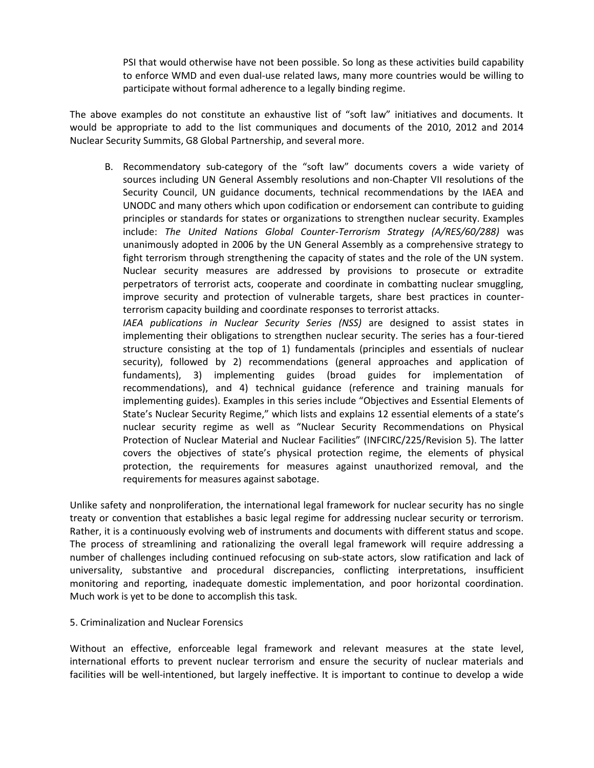PSI that would otherwise have not been possible. So long as these activities build capability to enforce WMD and even dual-use related laws, many more countries would be willing to participate without formal adherence to a legally binding regime.

The above examples do not constitute an exhaustive list of "soft law" initiatives and documents. It would be appropriate to add to the list communiques and documents of the 2010, 2012 and 2014 Nuclear Security Summits, G8 Global Partnership, and several more.

B. Recommendatory sub-category of the "soft law" documents covers a wide variety of sources including UN General Assembly resolutions and non-Chapter VII resolutions of the Security Council, UN guidance documents, technical recommendations by the IAEA and UNODC and many others which upon codification or endorsement can contribute to guiding principles or standards for states or organizations to strengthen nuclear security. Examples include: *The United Nations Global Counter-Terrorism Strategy (A/RES/60/288)* was unanimously adopted in 2006 by the UN General Assembly as a comprehensive strategy to fight terrorism through strengthening the capacity of states and the role of the UN system. Nuclear security measures are addressed by provisions to prosecute or extradite perpetrators of terrorist acts, cooperate and coordinate in combatting nuclear smuggling, improve security and protection of vulnerable targets, share best practices in counter-terrorism capacity building and coordinate responses to terrorist attacks.

   *IAEA publications in Nuclear Security Series (NSS)* are designed to assist states in implementing their obligations to strengthen nuclear security. The series has a four-tiered structure consisting at the top of 1) fundamentals (principles and essentials of nuclear security), followed by 2) recommendations (general approaches and application of fundaments), 3) implementing guides (broad guides for implementation of recommendations), and 4) technical guidance (reference and training manuals for implementing guides). Examples in this series include "Objectives and Essential Elements of State's Nuclear Security Regime," which lists and explains 12 essential elements of a state's nuclear security regime as well as "Nuclear Security Recommendations on Physical Protection of Nuclear Material and Nuclear Facilities" (INFCIRC/225/Revision 5). The latter covers the objectives of state's physical protection regime, the elements of physical protection, the requirements for measures against unauthorized removal, and the requirements for measures against sabotage.

Unlike safety and nonproliferation, the international legal framework for nuclear security has no single treaty or convention that establishes a basic legal regime for addressing nuclear security or terrorism. Rather, it is a continuously evolving web of instruments and documents with different status and scope. The process of streamlining and rationalizing the overall legal framework will require addressing a number of challenges including continued refocusing on sub-state actors, slow ratification and lack of universality, substantive and procedural discrepancies, conflicting interpretations, insufficient monitoring and reporting, inadequate domestic implementation, and poor horizontal coordination. Much work is yet to be done to accomplish this task.

## 5. Criminalization and Nuclear Forensics

Without an effective, enforceable legal framework and relevant measures at the state level, international efforts to prevent nuclear terrorism and ensure the security of nuclear materials and facilities will be well-intentioned, but largely ineffective. It is important to continue to develop a wide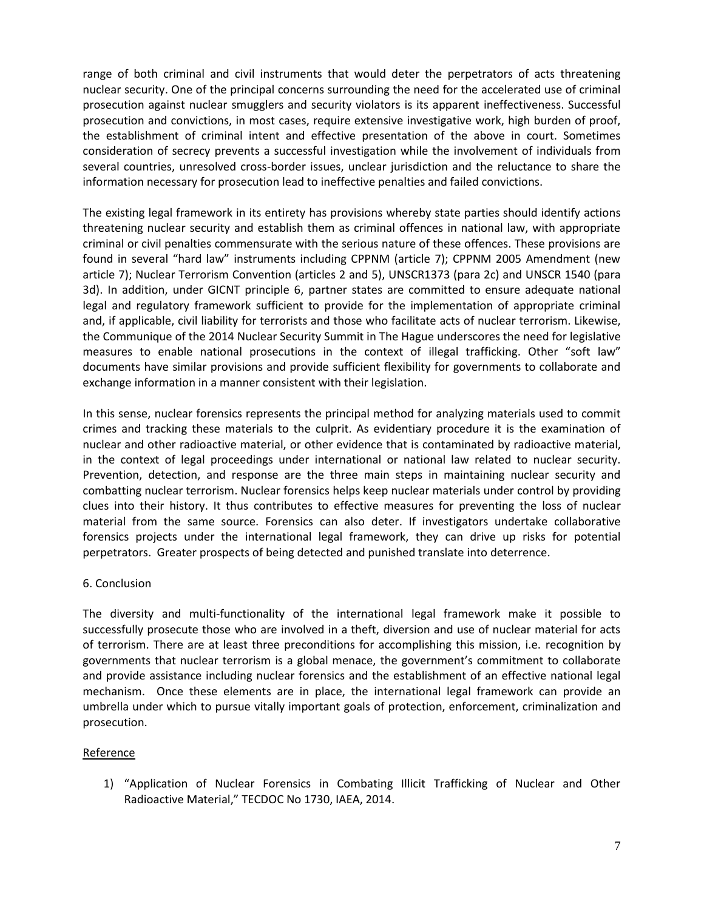range of both criminal and civil instruments that would deter the perpetrators of acts threatening nuclear security. One of the principal concerns surrounding the need for the accelerated use of criminal prosecution against nuclear smugglers and security violators is its apparent ineffectiveness. Successful prosecution and convictions, in most cases, require extensive investigative work, high burden of proof, the establishment of criminal intent and effective presentation of the above in court. Sometimes consideration of secrecy prevents a successful investigation while the involvement of individuals from several countries, unresolved cross-border issues, unclear jurisdiction and the reluctance to share the information necessary for prosecution lead to ineffective penalties and failed convictions.

The existing legal framework in its entirety has provisions whereby state parties should identify actions threatening nuclear security and establish them as criminal offences in national law, with appropriate criminal or civil penalties commensurate with the serious nature of these offences. These provisions are found in several "hard law" instruments including CPPNM (article 7); CPPNM 2005 Amendment (new article 7); Nuclear Terrorism Convention (articles 2 and 5), UNSCR1373 (para 2c) and UNSCR 1540 (para 3d). In addition, under GICNT principle 6, partner states are committed to ensure adequate national legal and regulatory framework sufficient to provide for the implementation of appropriate criminal and, if applicable, civil liability for terrorists and those who facilitate acts of nuclear terrorism. Likewise, the Communique of the 2014 Nuclear Security Summit in The Hague underscores the need for legislative measures to enable national prosecutions in the context of illegal trafficking. Other "soft law" documents have similar provisions and provide sufficient flexibility for governments to collaborate and exchange information in a manner consistent with their legislation.

In this sense, nuclear forensics represents the principal method for analyzing materials used to commit crimes and tracking these materials to the culprit. As evidentiary procedure it is the examination of nuclear and other radioactive material, or other evidence that is contaminated by radioactive material, in the context of legal proceedings under international or national law related to nuclear security. Prevention, detection, and response are the three main steps in maintaining nuclear security and combatting nuclear terrorism. Nuclear forensics helps keep nuclear materials under control by providing clues into their history. It thus contributes to effective measures for preventing the loss of nuclear material from the same source. Forensics can also deter. If investigators undertake collaborative forensics projects under the international legal framework, they can drive up risks for potential perpetrators. Greater prospects of being detected and punished translate into deterrence.

## 6. Conclusion

The diversity and multi-functionality of the international legal framework make it possible to successfully prosecute those who are involved in a theft, diversion and use of nuclear material for acts of terrorism. There are at least three preconditions for accomplishing this mission, i.e. recognition by governments that nuclear terrorism is a global menace, the government's commitment to collaborate and provide assistance including nuclear forensics and the establishment of an effective national legal mechanism. Once these elements are in place, the international legal framework can provide an umbrella under which to pursue vitally important goals of protection, enforcement, criminalization and prosecution.

## Reference

1) "Application of Nuclear Forensics in Combating Illicit Trafficking of Nuclear and Other Radioactive Material," TECDOC No 1730, IAEA, 2014.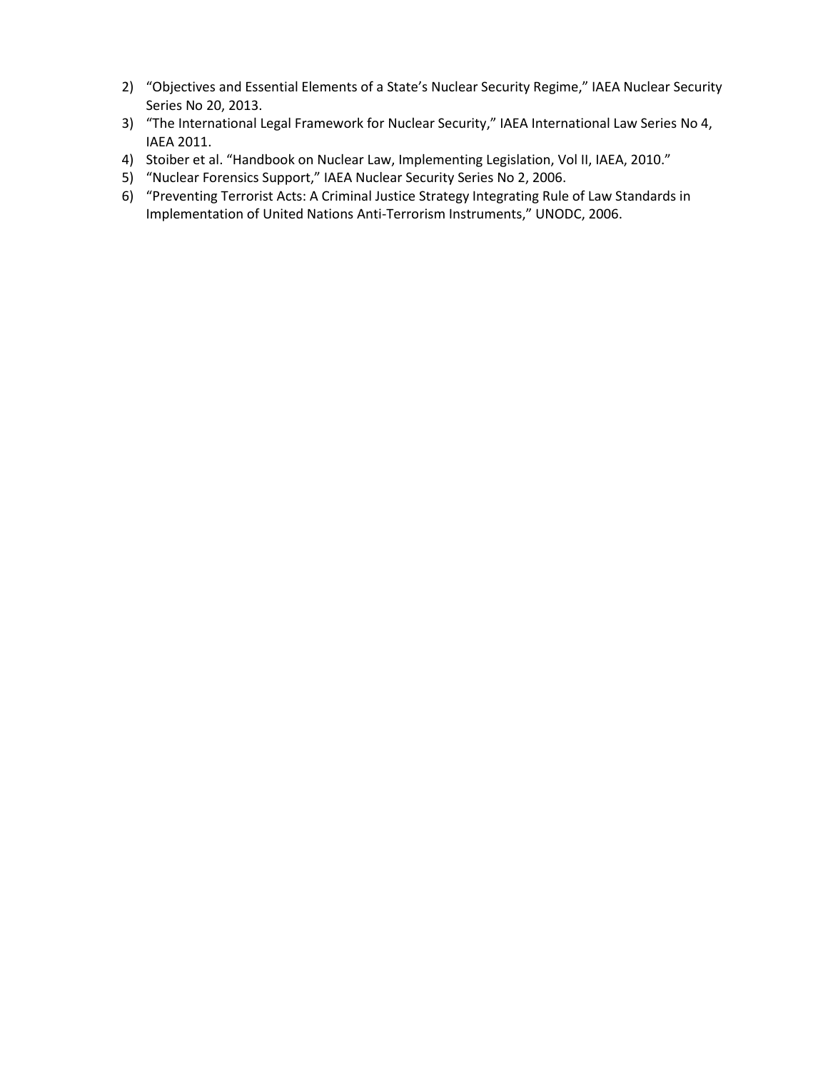2) "Objectives and Essential Elements of a State's Nuclear Security Regime," IAEA Nuclear Security Series No 20, 2013.
3) "The International Legal Framework for Nuclear Security," IAEA International Law Series No 4, IAEA 2011.
4) Stoiber et al. "Handbook on Nuclear Law, Implementing Legislation, Vol II, IAEA, 2010."
5) "Nuclear Forensics Support," IAEA Nuclear Security Series No 2, 2006.
6) "Preventing Terrorist Acts: A Criminal Justice Strategy Integrating Rule of Law Standards in Implementation of United Nations Anti-Terrorism Instruments," UNODC, 2006.